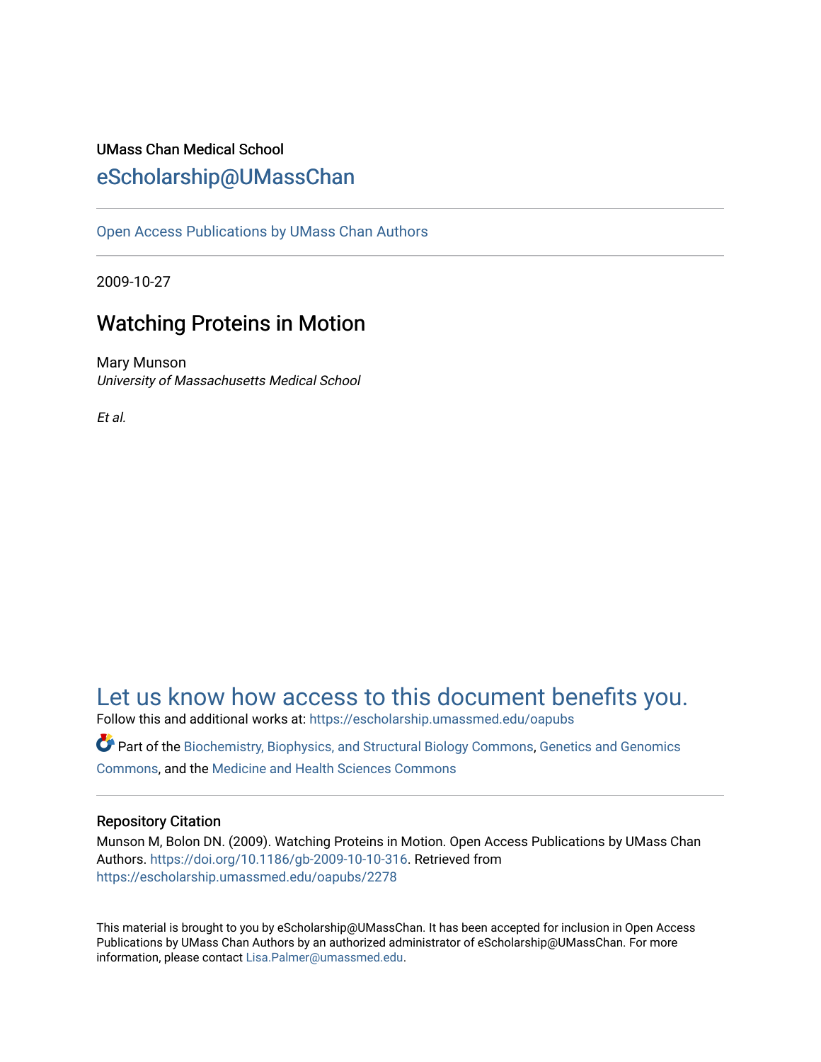UMass Chan Medical School

eScholarship@UMassChan

Open Access Publications by UMass Chan Authors

2009-10-27

# Watching Proteins in Motion

Mary Munson
*University of Massachusetts Medical School*

*Et al.*

Let us know how access to this document benefits you.

Follow this and additional works at: https://escholarship.umassmed.edu/oapubs

Part of the Biochemistry, Biophysics, and Structural Biology Commons, Genetics and Genomics Commons, and the Medicine and Health Sciences Commons

## Repository Citation

Munson M, Bolon DN. (2009). Watching Proteins in Motion. Open Access Publications by UMass Chan Authors. https://doi.org/10.1186/gb-2009-10-10-316. Retrieved from https://escholarship.umassmed.edu/oapubs/2278

This material is brought to you by eScholarship@UMassChan. It has been accepted for inclusion in Open Access Publications by UMass Chan Authors by an authorized administrator of eScholarship@UMassChan. For more information, please contact Lisa.Palmer@umassmed.edu.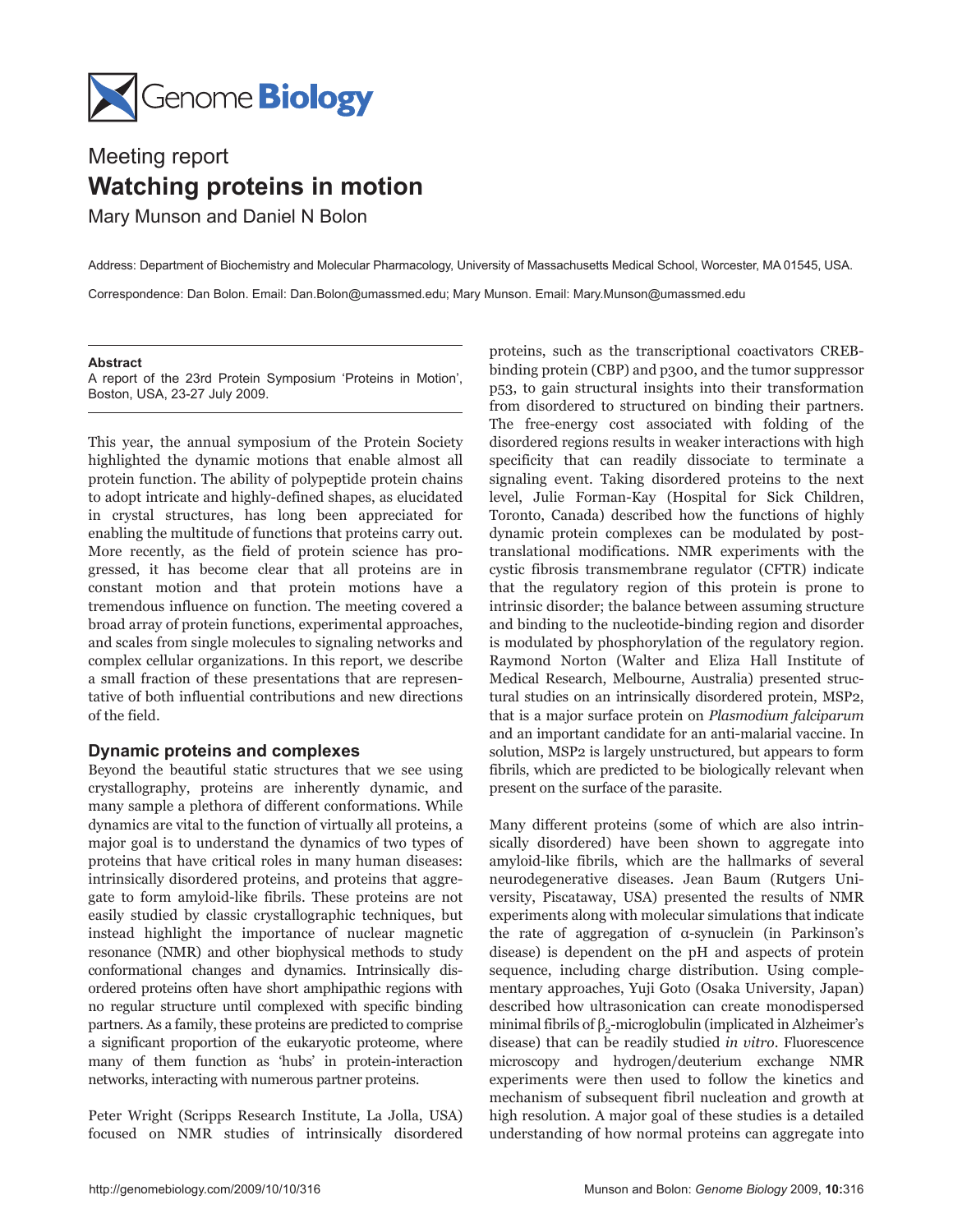Genome **Biology**

Meeting report

# Watching proteins in motion

Mary Munson and Daniel N Bolon

Address: Department of Biochemistry and Molecular Pharmacology, University of Massachusetts Medical School, Worcester, MA 01545, USA.

Correspondence: Dan Bolon. Email: Dan.Bolon@umassmed.edu; Mary Munson. Email: Mary.Munson@umassmed.edu

**Abstract**

A report of the 23rd Protein Symposium 'Proteins in Motion', Boston, USA, 23-27 July 2009.

This year, the annual symposium of the Protein Society highlighted the dynamic motions that enable almost all protein function. The ability of polypeptide protein chains to adopt intricate and highly-defined shapes, as elucidated in crystal structures, has long been appreciated for enabling the multitude of functions that proteins carry out. More recently, as the field of protein science has progressed, it has become clear that all proteins are in constant motion and that protein motions have a tremendous influence on function. The meeting covered a broad array of protein functions, experimental approaches, and scales from single molecules to signaling networks and complex cellular organizations. In this report, we describe a small fraction of these presentations that are representative of both influential contributions and new directions of the field.

## Dynamic proteins and complexes

Beyond the beautiful static structures that we see using crystallography, proteins are inherently dynamic, and many sample a plethora of different conformations. While dynamics are vital to the function of virtually all proteins, a major goal is to understand the dynamics of two types of proteins that have critical roles in many human diseases: intrinsically disordered proteins, and proteins that aggregate to form amyloid-like fibrils. These proteins are not easily studied by classic crystallographic techniques, but instead highlight the importance of nuclear magnetic resonance (NMR) and other biophysical methods to study conformational changes and dynamics. Intrinsically disordered proteins often have short amphipathic regions with no regular structure until complexed with specific binding partners. As a family, these proteins are predicted to comprise a significant proportion of the eukaryotic proteome, where many of them function as 'hubs' in protein-interaction networks, interacting with numerous partner proteins.

Peter Wright (Scripps Research Institute, La Jolla, USA) focused on NMR studies of intrinsically disordered proteins, such as the transcriptional coactivators CREB-binding protein (CBP) and p300, and the tumor suppressor p53, to gain structural insights into their transformation from disordered to structured on binding their partners. The free-energy cost associated with folding of the disordered regions results in weaker interactions with high specificity that can readily dissociate to terminate a signaling event. Taking disordered proteins to the next level, Julie Forman-Kay (Hospital for Sick Children, Toronto, Canada) described how the functions of highly dynamic protein complexes can be modulated by post-translational modifications. NMR experiments with the cystic fibrosis transmembrane regulator (CFTR) indicate that the regulatory region of this protein is prone to intrinsic disorder; the balance between assuming structure and binding to the nucleotide-binding region and disorder is modulated by phosphorylation of the regulatory region. Raymond Norton (Walter and Eliza Hall Institute of Medical Research, Melbourne, Australia) presented structural studies on an intrinsically disordered protein, MSP2, that is a major surface protein on *Plasmodium falciparum* and an important candidate for an anti-malarial vaccine. In solution, MSP2 is largely unstructured, but appears to form fibrils, which are predicted to be biologically relevant when present on the surface of the parasite.

Many different proteins (some of which are also intrinsically disordered) have been shown to aggregate into amyloid-like fibrils, which are the hallmarks of several neurodegenerative diseases. Jean Baum (Rutgers University, Piscataway, USA) presented the results of NMR experiments along with molecular simulations that indicate the rate of aggregation of α-synuclein (in Parkinson's disease) is dependent on the pH and aspects of protein sequence, including charge distribution. Using complementary approaches, Yuji Goto (Osaka University, Japan) described how ultrasonication can create monodispersed minimal fibrils of $\beta_2$-microglobulin (implicated in Alzheimer's disease) that can be readily studied *in vitro*. Fluorescence microscopy and hydrogen/deuterium exchange NMR experiments were then used to follow the kinetics and mechanism of subsequent fibril nucleation and growth at high resolution. A major goal of these studies is a detailed understanding of how normal proteins can aggregate into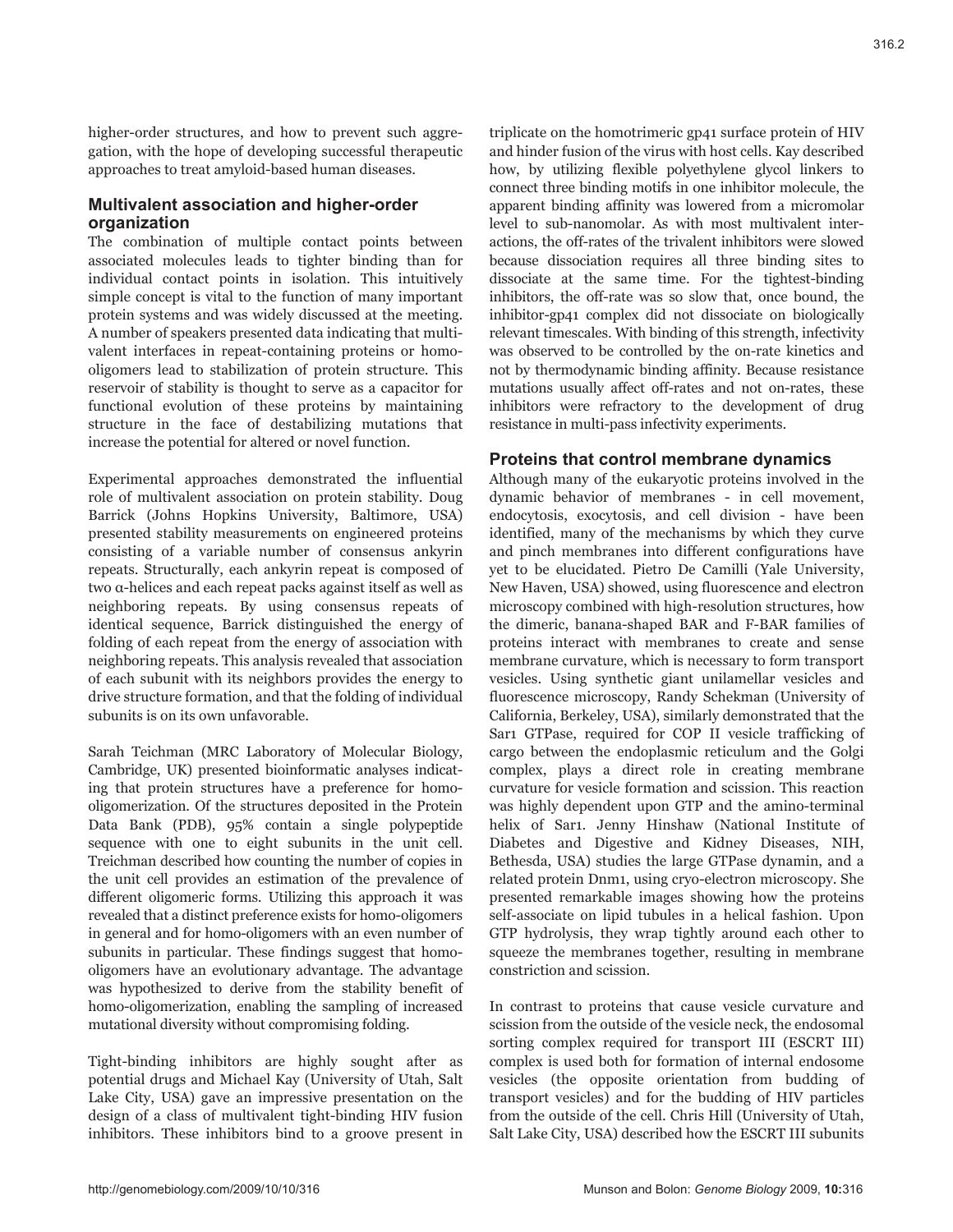higher-order structures, and how to prevent such aggregation, with the hope of developing successful therapeutic approaches to treat amyloid-based human diseases.

## Multivalent association and higher-order organization

The combination of multiple contact points between associated molecules leads to tighter binding than for individual contact points in isolation. This intuitively simple concept is vital to the function of many important protein systems and was widely discussed at the meeting. A number of speakers presented data indicating that multivalent interfaces in repeat-containing proteins or homo-oligomers lead to stabilization of protein structure. This reservoir of stability is thought to serve as a capacitor for functional evolution of these proteins by maintaining structure in the face of destabilizing mutations that increase the potential for altered or novel function.

Experimental approaches demonstrated the influential role of multivalent association on protein stability. Doug Barrick (Johns Hopkins University, Baltimore, USA) presented stability measurements on engineered proteins consisting of a variable number of consensus ankyrin repeats. Structurally, each ankyrin repeat is composed of two α-helices and each repeat packs against itself as well as neighboring repeats. By using consensus repeats of identical sequence, Barrick distinguished the energy of folding of each repeat from the energy of association with neighboring repeats. This analysis revealed that association of each subunit with its neighbors provides the energy to drive structure formation, and that the folding of individual subunits is on its own unfavorable.

Sarah Teichman (MRC Laboratory of Molecular Biology, Cambridge, UK) presented bioinformatic analyses indicating that protein structures have a preference for homo-oligomerization. Of the structures deposited in the Protein Data Bank (PDB), 95% contain a single polypeptide sequence with one to eight subunits in the unit cell. Treichman described how counting the number of copies in the unit cell provides an estimation of the prevalence of different oligomeric forms. Utilizing this approach it was revealed that a distinct preference exists for homo-oligomers in general and for homo-oligomers with an even number of subunits in particular. These findings suggest that homo-oligomers have an evolutionary advantage. The advantage was hypothesized to derive from the stability benefit of homo-oligomerization, enabling the sampling of increased mutational diversity without compromising folding.

Tight-binding inhibitors are highly sought after as potential drugs and Michael Kay (University of Utah, Salt Lake City, USA) gave an impressive presentation on the design of a class of multivalent tight-binding HIV fusion inhibitors. These inhibitors bind to a groove present in triplicate on the homotrimeric gp41 surface protein of HIV and hinder fusion of the virus with host cells. Kay described how, by utilizing flexible polyethylene glycol linkers to connect three binding motifs in one inhibitor molecule, the apparent binding affinity was lowered from a micromolar level to sub-nanomolar. As with most multivalent interactions, the off-rates of the trivalent inhibitors were slowed because dissociation requires all three binding sites to dissociate at the same time. For the tightest-binding inhibitors, the off-rate was so slow that, once bound, the inhibitor-gp41 complex did not dissociate on biologically relevant timescales. With binding of this strength, infectivity was observed to be controlled by the on-rate kinetics and not by thermodynamic binding affinity. Because resistance mutations usually affect off-rates and not on-rates, these inhibitors were refractory to the development of drug resistance in multi-pass infectivity experiments.

## Proteins that control membrane dynamics

Although many of the eukaryotic proteins involved in the dynamic behavior of membranes - in cell movement, endocytosis, exocytosis, and cell division - have been identified, many of the mechanisms by which they curve and pinch membranes into different configurations have yet to be elucidated. Pietro De Camilli (Yale University, New Haven, USA) showed, using fluorescence and electron microscopy combined with high-resolution structures, how the dimeric, banana-shaped BAR and F-BAR families of proteins interact with membranes to create and sense membrane curvature, which is necessary to form transport vesicles. Using synthetic giant unilamellar vesicles and fluorescence microscopy, Randy Schekman (University of California, Berkeley, USA), similarly demonstrated that the Sar1 GTPase, required for COP II vesicle trafficking of cargo between the endoplasmic reticulum and the Golgi complex, plays a direct role in creating membrane curvature for vesicle formation and scission. This reaction was highly dependent upon GTP and the amino-terminal helix of Sar1. Jenny Hinshaw (National Institute of Diabetes and Digestive and Kidney Diseases, NIH, Bethesda, USA) studies the large GTPase dynamin, and a related protein Dnm1, using cryo-electron microscopy. She presented remarkable images showing how the proteins self-associate on lipid tubules in a helical fashion. Upon GTP hydrolysis, they wrap tightly around each other to squeeze the membranes together, resulting in membrane constriction and scission.

In contrast to proteins that cause vesicle curvature and scission from the outside of the vesicle neck, the endosomal sorting complex required for transport III (ESCRT III) complex is used both for formation of internal endosome vesicles (the opposite orientation from budding of transport vesicles) and for the budding of HIV particles from the outside of the cell. Chris Hill (University of Utah, Salt Lake City, USA) described how the ESCRT III subunits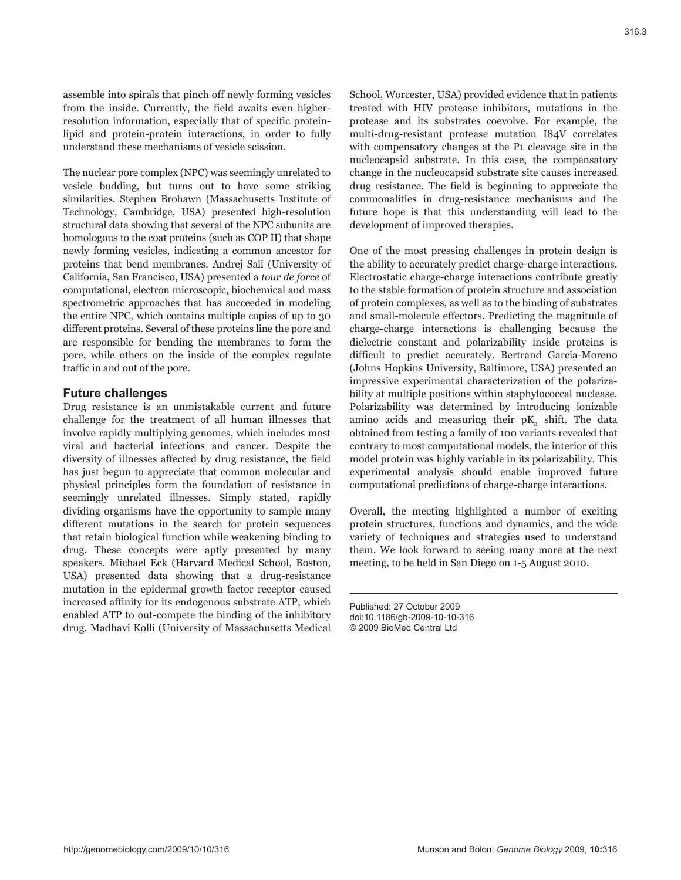assemble into spirals that pinch off newly forming vesicles from the inside. Currently, the field awaits even higher-resolution information, especially that of specific protein-lipid and protein-protein interactions, in order to fully understand these mechanisms of vesicle scission.

The nuclear pore complex (NPC) was seemingly unrelated to vesicle budding, but turns out to have some striking similarities. Stephen Brohawn (Massachusetts Institute of Technology, Cambridge, USA) presented high-resolution structural data showing that several of the NPC subunits are homologous to the coat proteins (such as COP II) that shape newly forming vesicles, indicating a common ancestor for proteins that bend membranes. Andrej Sali (University of California, San Francisco, USA) presented a *tour de force* of computational, electron microscopic, biochemical and mass spectrometric approaches that has succeeded in modeling the entire NPC, which contains multiple copies of up to 30 different proteins. Several of these proteins line the pore and are responsible for bending the membranes to form the pore, while others on the inside of the complex regulate traffic in and out of the pore.

## Future challenges

Drug resistance is an unmistakable current and future challenge for the treatment of all human illnesses that involve rapidly multiplying genomes, which includes most viral and bacterial infections and cancer. Despite the diversity of illnesses affected by drug resistance, the field has just begun to appreciate that common molecular and physical principles form the foundation of resistance in seemingly unrelated illnesses. Simply stated, rapidly dividing organisms have the opportunity to sample many different mutations in the search for protein sequences that retain biological function while weakening binding to drug. These concepts were aptly presented by many speakers. Michael Eck (Harvard Medical School, Boston, USA) presented data showing that a drug-resistance mutation in the epidermal growth factor receptor caused increased affinity for its endogenous substrate ATP, which enabled ATP to out-compete the binding of the inhibitory drug. Madhavi Kolli (University of Massachusetts Medical School, Worcester, USA) provided evidence that in patients treated with HIV protease inhibitors, mutations in the protease and its substrates coevolve. For example, the multi-drug-resistant protease mutation I84V correlates with compensatory changes at the P1 cleavage site in the nucleocapsid substrate. In this case, the compensatory change in the nucleocapsid substrate site causes increased drug resistance. The field is beginning to appreciate the commonalities in drug-resistance mechanisms and the future hope is that this understanding will lead to the development of improved therapies.

One of the most pressing challenges in protein design is the ability to accurately predict charge-charge interactions. Electrostatic charge-charge interactions contribute greatly to the stable formation of protein structure and association of protein complexes, as well as to the binding of substrates and small-molecule effectors. Predicting the magnitude of charge-charge interactions is challenging because the dielectric constant and polarizability inside proteins is difficult to predict accurately. Bertrand Garcia-Moreno (Johns Hopkins University, Baltimore, USA) presented an impressive experimental characterization of the polarizability at multiple positions within staphylococcal nuclease. Polarizability was determined by introducing ionizable amino acids and measuring their $pK_a$ shift. The data obtained from testing a family of 100 variants revealed that contrary to most computational models, the interior of this model protein was highly variable in its polarizability. This experimental analysis should enable improved future computational predictions of charge-charge interactions.

Overall, the meeting highlighted a number of exciting protein structures, functions and dynamics, and the wide variety of techniques and strategies used to understand them. We look forward to seeing many more at the next meeting, to be held in San Diego on 1-5 August 2010.

Published: 27 October 2009
doi:10.1186/gb-2009-10-10-316
© 2009 BioMed Central Ltd